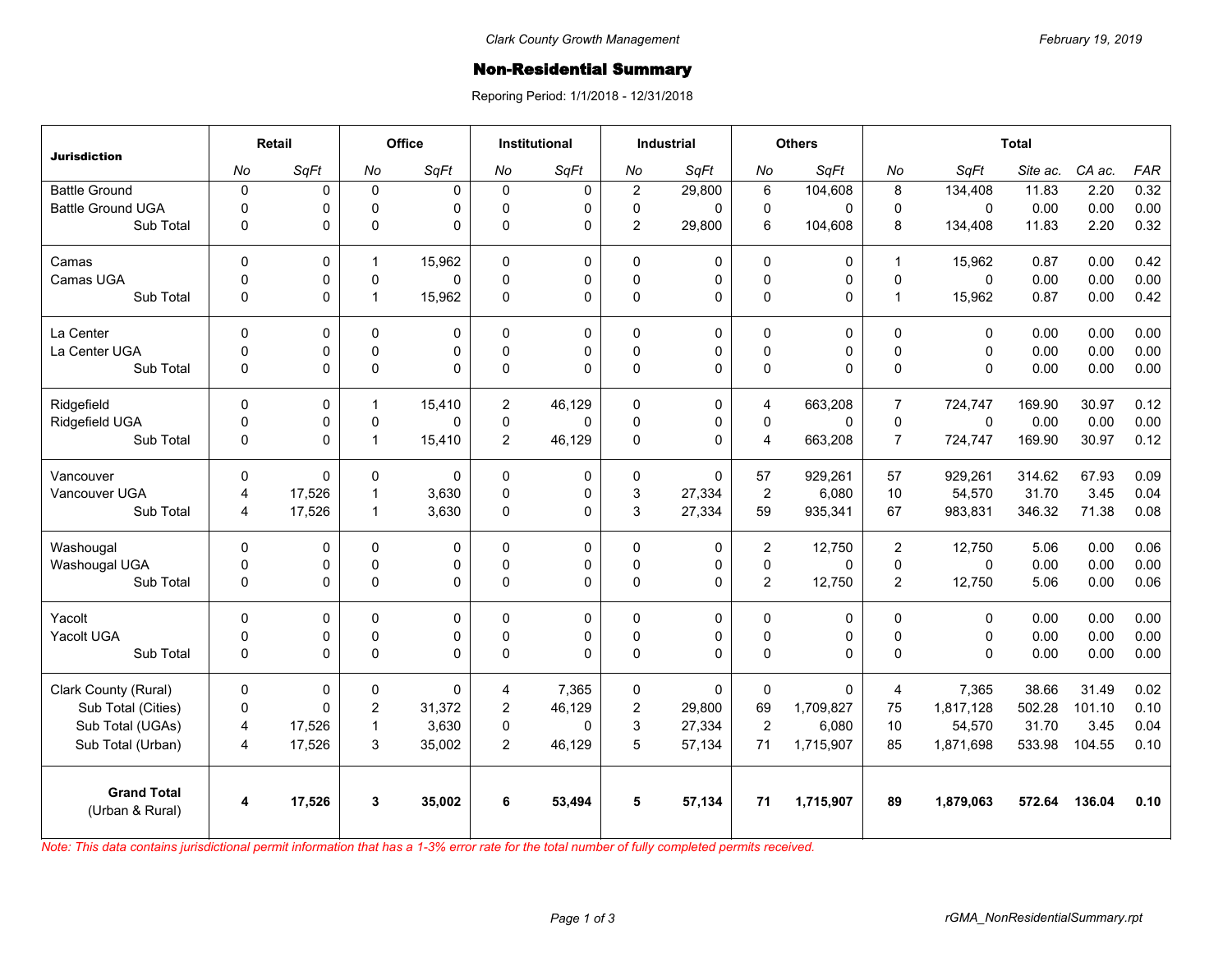Clark County Growth Management

February 19, 2019

# Non-Residential Summary

Reporing Period: 1/1/2018 - 12/31/2018

| Jurisdiction | Retail | | Office | | Institutional | | Industrial | | Others | | Total | | | | |
|---|---|---|---|---|---|---|---|---|---|---|---|---|---|---|---|
| | *No* | *SqFt* | *No* | *SqFt* | *No* | *SqFt* | *No* | *SqFt* | *No* | *SqFt* | *No* | *SqFt* | *Site ac.* | *CA ac.* | *FAR* |
| Battle Ground | 0 | 0 | 0 | 0 | 0 | 0 | 2 | 29,800 | 6 | 104,608 | 8 | 134,408 | 11.83 | 2.20 | 0.32 |
| Battle Ground UGA | 0 | 0 | 0 | 0 | 0 | 0 | 0 | 0 | 0 | 0 | 0 | 0 | 0.00 | 0.00 | 0.00 |
| Sub Total | 0 | 0 | 0 | 0 | 0 | 0 | 2 | 29,800 | 6 | 104,608 | 8 | 134,408 | 11.83 | 2.20 | 0.32 |
| Camas | 0 | 0 | 1 | 15,962 | 0 | 0 | 0 | 0 | 0 | 0 | 1 | 15,962 | 0.87 | 0.00 | 0.42 |
| Camas UGA | 0 | 0 | 0 | 0 | 0 | 0 | 0 | 0 | 0 | 0 | 0 | 0 | 0.00 | 0.00 | 0.00 |
| Sub Total | 0 | 0 | 1 | 15,962 | 0 | 0 | 0 | 0 | 0 | 0 | 1 | 15,962 | 0.87 | 0.00 | 0.42 |
| La Center | 0 | 0 | 0 | 0 | 0 | 0 | 0 | 0 | 0 | 0 | 0 | 0 | 0.00 | 0.00 | 0.00 |
| La Center UGA | 0 | 0 | 0 | 0 | 0 | 0 | 0 | 0 | 0 | 0 | 0 | 0 | 0.00 | 0.00 | 0.00 |
| Sub Total | 0 | 0 | 0 | 0 | 0 | 0 | 0 | 0 | 0 | 0 | 0 | 0 | 0.00 | 0.00 | 0.00 |
| Ridgefield | 0 | 0 | 1 | 15,410 | 2 | 46,129 | 0 | 0 | 4 | 663,208 | 7 | 724,747 | 169.90 | 30.97 | 0.12 |
| Ridgefield UGA | 0 | 0 | 0 | 0 | 0 | 0 | 0 | 0 | 0 | 0 | 0 | 0 | 0.00 | 0.00 | 0.00 |
| Sub Total | 0 | 0 | 1 | 15,410 | 2 | 46,129 | 0 | 0 | 4 | 663,208 | 7 | 724,747 | 169.90 | 30.97 | 0.12 |
| Vancouver | 0 | 0 | 0 | 0 | 0 | 0 | 0 | 0 | 57 | 929,261 | 57 | 929,261 | 314.62 | 67.93 | 0.09 |
| Vancouver UGA | 4 | 17,526 | 1 | 3,630 | 0 | 0 | 3 | 27,334 | 2 | 6,080 | 10 | 54,570 | 31.70 | 3.45 | 0.04 |
| Sub Total | 4 | 17,526 | 1 | 3,630 | 0 | 0 | 3 | 27,334 | 59 | 935,341 | 67 | 983,831 | 346.32 | 71.38 | 0.08 |
| Washougal | 0 | 0 | 0 | 0 | 0 | 0 | 0 | 0 | 2 | 12,750 | 2 | 12,750 | 5.06 | 0.00 | 0.06 |
| Washougal UGA | 0 | 0 | 0 | 0 | 0 | 0 | 0 | 0 | 0 | 0 | 0 | 0 | 0.00 | 0.00 | 0.00 |
| Sub Total | 0 | 0 | 0 | 0 | 0 | 0 | 0 | 0 | 2 | 12,750 | 2 | 12,750 | 5.06 | 0.00 | 0.06 |
| Yacolt | 0 | 0 | 0 | 0 | 0 | 0 | 0 | 0 | 0 | 0 | 0 | 0 | 0.00 | 0.00 | 0.00 |
| Yacolt UGA | 0 | 0 | 0 | 0 | 0 | 0 | 0 | 0 | 0 | 0 | 0 | 0 | 0.00 | 0.00 | 0.00 |
| Sub Total | 0 | 0 | 0 | 0 | 0 | 0 | 0 | 0 | 0 | 0 | 0 | 0 | 0.00 | 0.00 | 0.00 |
| Clark County (Rural) | 0 | 0 | 0 | 0 | 4 | 7,365 | 0 | 0 | 0 | 0 | 4 | 7,365 | 38.66 | 31.49 | 0.02 |
| Sub Total (Cities) | 0 | 0 | 2 | 31,372 | 2 | 46,129 | 2 | 29,800 | 69 | 1,709,827 | 75 | 1,817,128 | 502.28 | 101.10 | 0.10 |
| Sub Total (UGAs) | 4 | 17,526 | 1 | 3,630 | 0 | 0 | 3 | 27,334 | 2 | 6,080 | 10 | 54,570 | 31.70 | 3.45 | 0.04 |
| Sub Total (Urban) | 4 | 17,526 | 3 | 35,002 | 2 | 46,129 | 5 | 57,134 | 71 | 1,715,907 | 85 | 1,871,698 | 533.98 | 104.55 | 0.10 |
| **Grand Total** (Urban & Rural) | **4** | **17,526** | **3** | **35,002** | **6** | **53,494** | **5** | **57,134** | **71** | **1,715,907** | **89** | **1,879,063** | **572.64** | **136.04** | **0.10** |

*Note: This data contains jurisdictional permit information that has a 1-3% error rate for the total number of fully completed permits received.*

rGMA_NonResidentialSummary.rpt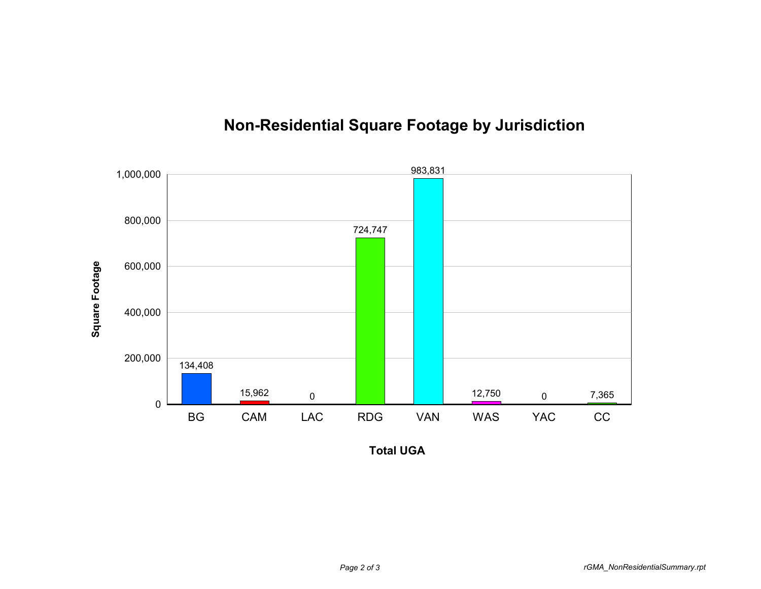# Non-Residential Square Footage by Jurisdiction

| Total UGA | Square Footage |
|---|---|
| BG | 134,408 |
| CAM | 15,962 |
| LAC | 0 |
| RDG | 724,747 |
| VAN | 983,831 |
| WAS | 12,750 |
| YAC | 0 |
| CC | 7,365 |

rGMA_NonResidentialSummary.rpt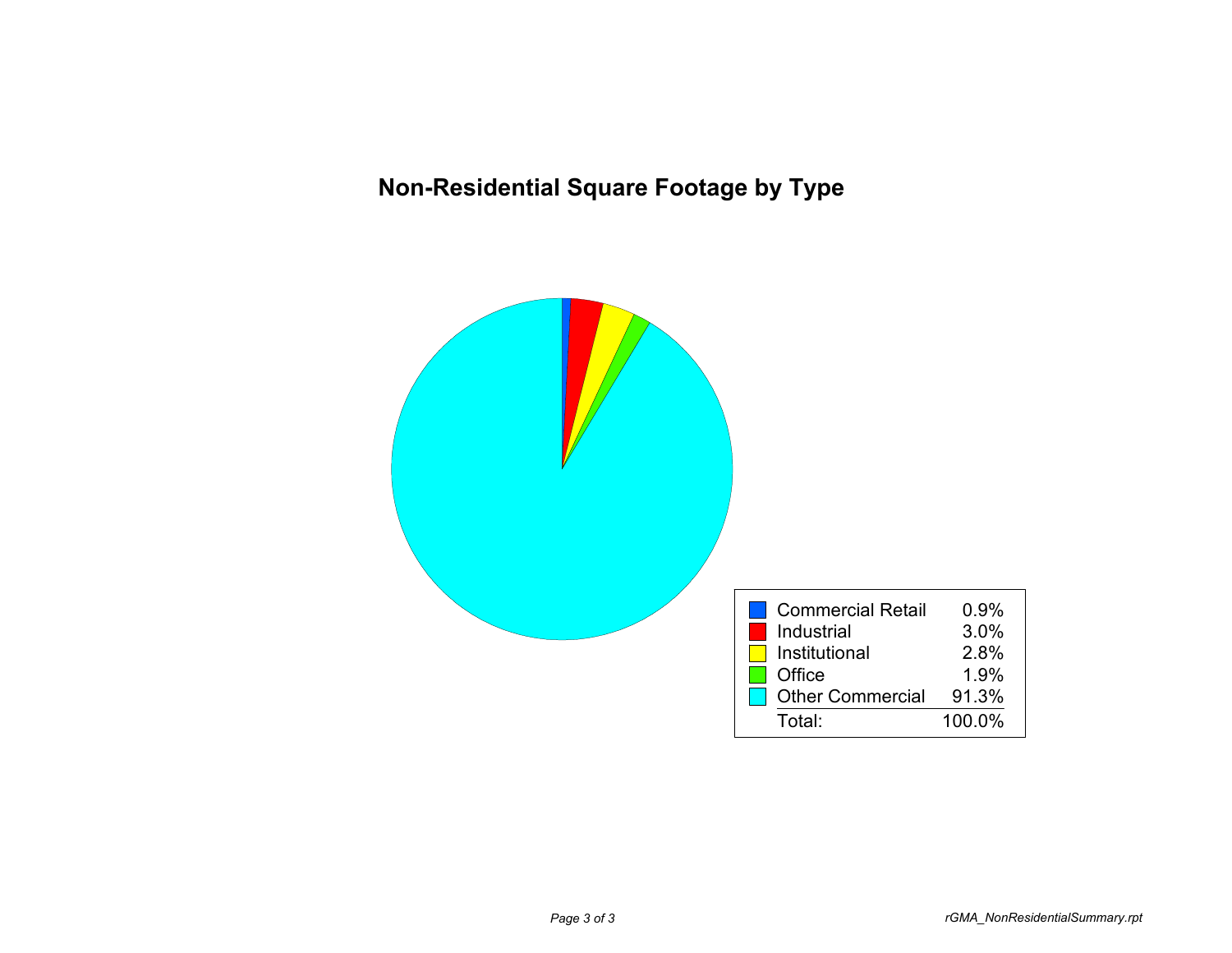# Non-Residential Square Footage by Type

| Type | Percent |
|---|---|
| Commercial Retail | 0.9% |
| Industrial | 3.0% |
| Institutional | 2.8% |
| Office | 1.9% |
| Other Commercial | 91.3% |
| Total: | 100.0% |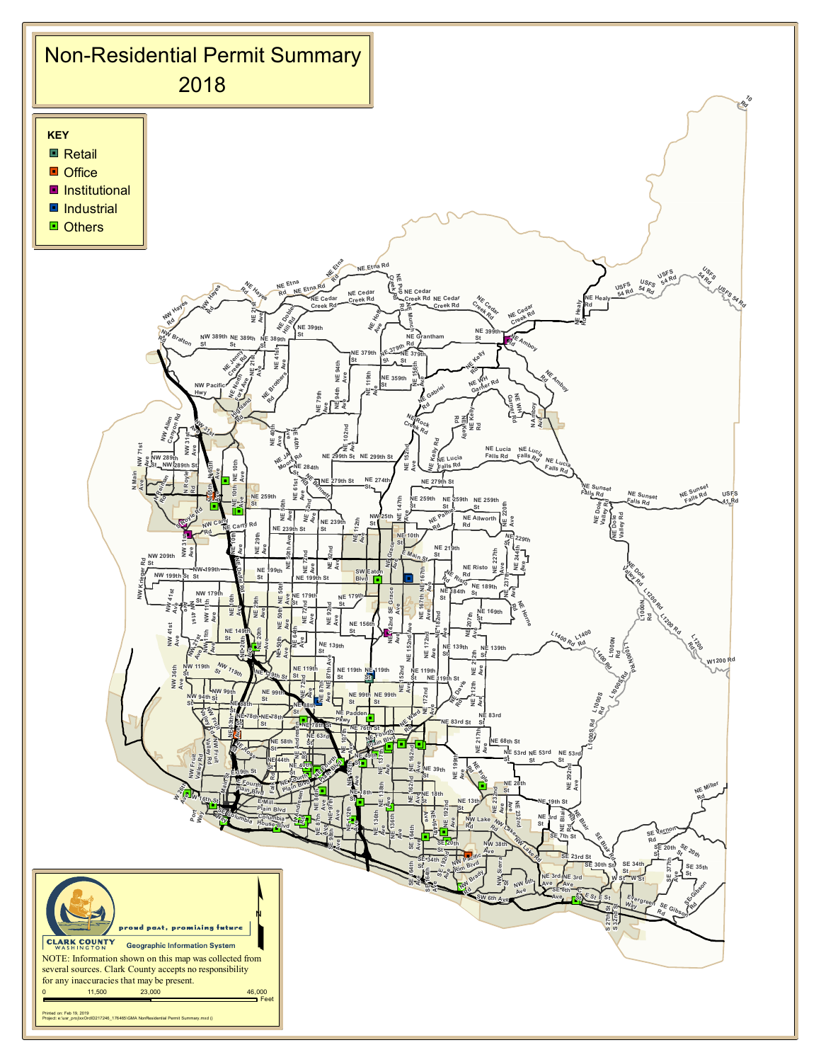# Non-Residential Permit Summary 2018

**KEY**

- Retail
- Office
- Institutional
- Industrial
- Others

proud past, promising future

CLARK COUNTY WASHINGTON

Geographic Information System

NOTE: Information shown on this map was collected from several sources. Clark County accepts no responsibility for any inaccuracies that may be present.

0 11,500 23,000 46,000 Feet

Printed on: Feb 19, 2019

Project: e:\usr_proj\xxOrdID217246_176485\GMA NonResidential Permit Summary.mxd ()